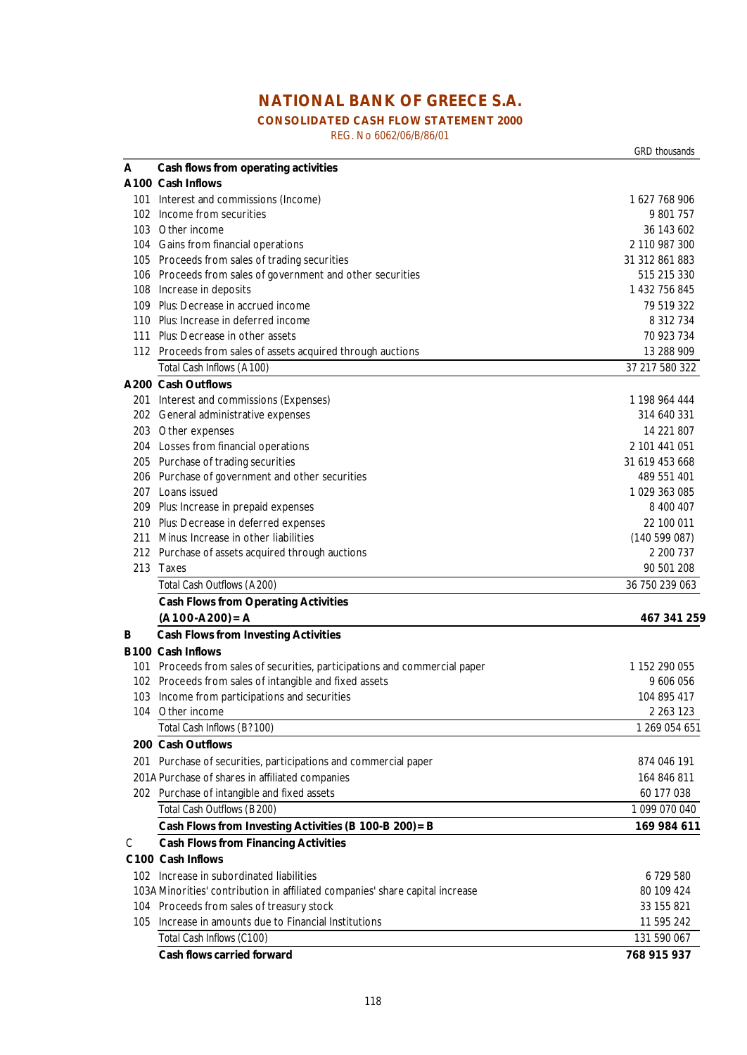# NATIONAL BANK OF GREECE S.A.

## CONSOLIDATED CASH FLOW STATEMENT 2000

REG. No 6062/06/B/86/01

| | | GRD thousands |
|---|---|---|
| **A** | **Cash flows from operating activities** | |
| **A100** | **Cash Inflows** | |
| 101 | Interest and commissions (Income) | 1 627 768 906 |
| 102 | Income from securities | 9 801 757 |
| 103 | Other income | 36 143 602 |
| 104 | Gains from financial operations | 2 110 987 300 |
| 105 | Proceeds from sales of trading securities | 31 312 861 883 |
| 106 | Proceeds from sales of government and other securities | 515 215 330 |
| 108 | Increase in deposits | 1 432 756 845 |
| 109 | Plus: Decrease in accrued income | 79 519 322 |
| 110 | Plus: Increase in deferred income | 8 312 734 |
| 111 | Plus: Decrease in other assets | 70 923 734 |
| 112 | Proceeds from sales of assets acquired through auctions | 13 288 909 |
| | Total Cash Inflows (A100) | 37 217 580 322 |
| **A200** | **Cash Outflows** | |
| 201 | Interest and commissions (Expenses) | 1 198 964 444 |
| 202 | General administrative expenses | 314 640 331 |
| 203 | Other expenses | 14 221 807 |
| 204 | Losses from financial operations | 2 101 441 051 |
| 205 | Purchase of trading securities | 31 619 453 668 |
| 206 | Purchase of government and other securities | 489 551 401 |
| 207 | Loans issued | 1 029 363 085 |
| 209 | Plus: Increase in prepaid expenses | 8 400 407 |
| 210 | Plus: Decrease in deferred expenses | 22 100 011 |
| 211 | Minus: Increase in other liabilities | (140 599 087) |
| 212 | Purchase of assets acquired through auctions | 2 200 737 |
| 213 | Taxes | 90 501 208 |
| | Total Cash Outflows (A200) | 36 750 239 063 |
| | **Cash Flows from Operating Activities (A100-A200) = A** | **467 341 259** |
| **B** | **Cash Flows from Investing Activities** | |
| **B100** | **Cash Inflows** | |
| 101 | Proceeds from sales of securities, participations and commercial paper | 1 152 290 055 |
| 102 | Proceeds from sales of intangible and fixed assets | 9 606 056 |
| 103 | Income from participations and securities | 104 895 417 |
| 104 | Other income | 2 263 123 |
| | Total Cash Inflows (B?100) | 1 269 054 651 |
| **200** | **Cash Outflows** | |
| 201 | Purchase of securities, participations and commercial paper | 874 046 191 |
| 201A | Purchase of shares in affiliated companies | 164 846 811 |
| 202 | Purchase of intangible and fixed assets | 60 177 038 |
| | Total Cash Outflows (B200) | 1 099 070 040 |
| | **Cash Flows from Investing Activities (B 100-B 200) = B** | **169 984 611** |
| **C** | **Cash Flows from Financing Activities** | |
| **C100** | **Cash Inflows** | |
| 102 | Increase in subordinated liabilities | 6 729 580 |
| 103A | Minorities' contribution in affiliated companies' share capital increase | 80 109 424 |
| 104 | Proceeds from sales of treasury stock | 33 155 821 |
| 105 | Increase in amounts due to Financial Institutions | 11 595 242 |
| | Total Cash Inflows (C100) | 131 590 067 |
| | **Cash flows carried forward** | **768 915 937** |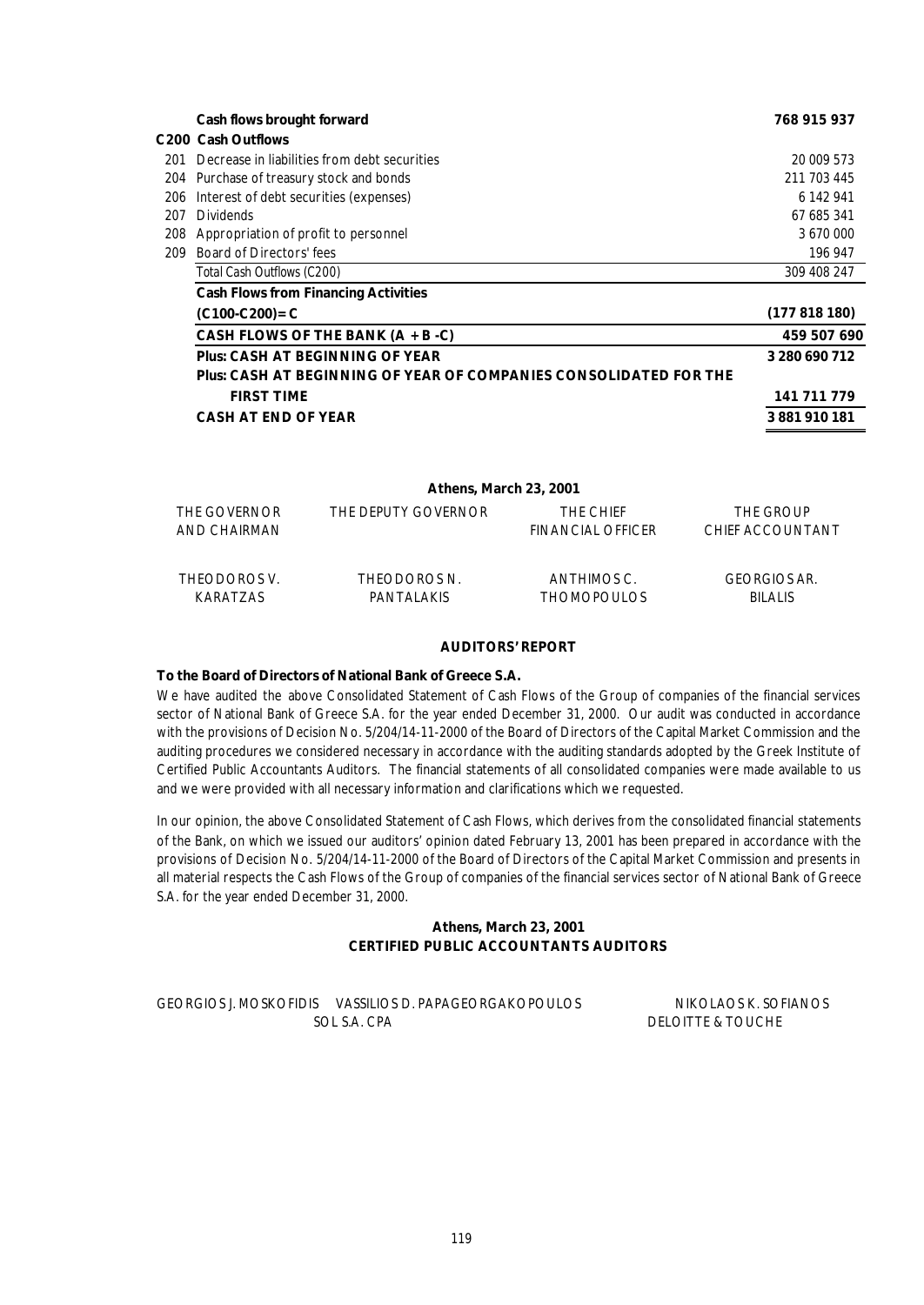| | | |
|---|---|---|
| | **Cash flows brought forward** | **768 915 937** |
| **C200** | **Cash Outflows** | |
| 201 | Decrease in liabilities from debt securities | 20 009 573 |
| 204 | Purchase of treasury stock and bonds | 211 703 445 |
| 206 | Interest of debt securities (expenses) | 6 142 941 |
| 207 | Dividends | 67 685 341 |
| 208 | Appropriation of profit to personnel | 3 670 000 |
| 209 | Board of Directors' fees | 196 947 |
| | Total Cash Outflows (C200) | 309 408 247 |
| | **Cash Flows from Financing Activities** | |
| | **(C100-C200)= C** | **(177 818 180)** |
| | **CASH FLOWS OF THE BANK (A + B -C)** | **459 507 690** |
| | **Plus: CASH AT BEGINNING OF YEAR** | **3 280 690 712** |
| | **Plus: CASH AT BEGINNING OF YEAR OF COMPANIES CONSOLIDATED FOR THE FIRST TIME** | **141 711 779** |
| | **CASH AT END OF YEAR** | **3 881 910 181** |

**Athens, March 23, 2001**

| THE GOVERNOR AND CHAIRMAN | THE DEPUTY GOVERNOR | THE CHIEF FINANCIAL OFFICER | THE GROUP CHIEF ACCOUNTANT |
|---|---|---|---|
| THEODOROS V. KARATZAS | THEODOROS N. PANTALAKIS | ANTHIMOS C. THOMOPOULOS | GEORGIOS AR. BILALIS |

## AUDITORS' REPORT

**To the Board of Directors of National Bank of Greece S.A.**

We have audited the above Consolidated Statement of Cash Flows of the Group of companies of the financial services sector of National Bank of Greece S.A. for the year ended December 31, 2000. Our audit was conducted in accordance with the provisions of Decision No. 5/204/14-11-2000 of the Board of Directors of the Capital Market Commission and the auditing procedures we considered necessary in accordance with the auditing standards adopted by the Greek Institute of Certified Public Accountants Auditors. The financial statements of all consolidated companies were made available to us and we were provided with all necessary information and clarifications which we requested.

In our opinion, the above Consolidated Statement of Cash Flows, which derives from the consolidated financial statements of the Bank, on which we issued our auditors' opinion dated February 13, 2001 has been prepared in accordance with the provisions of Decision No. 5/204/14-11-2000 of the Board of Directors of the Capital Market Commission and presents in all material respects the Cash Flows of the Group of companies of the financial services sector of National Bank of Greece S.A. for the year ended December 31, 2000.

**Athens, March 23, 2001**
**CERTIFIED PUBLIC ACCOUNTANTS AUDITORS**

GEORGIOS J. MOSKOFIDIS VASSILIOS D. PAPAGEORGAKOPOULOS
SOL S.A. CPA

NIKOLAOS K. SOFIANOS
DELOITTE & TOUCHE